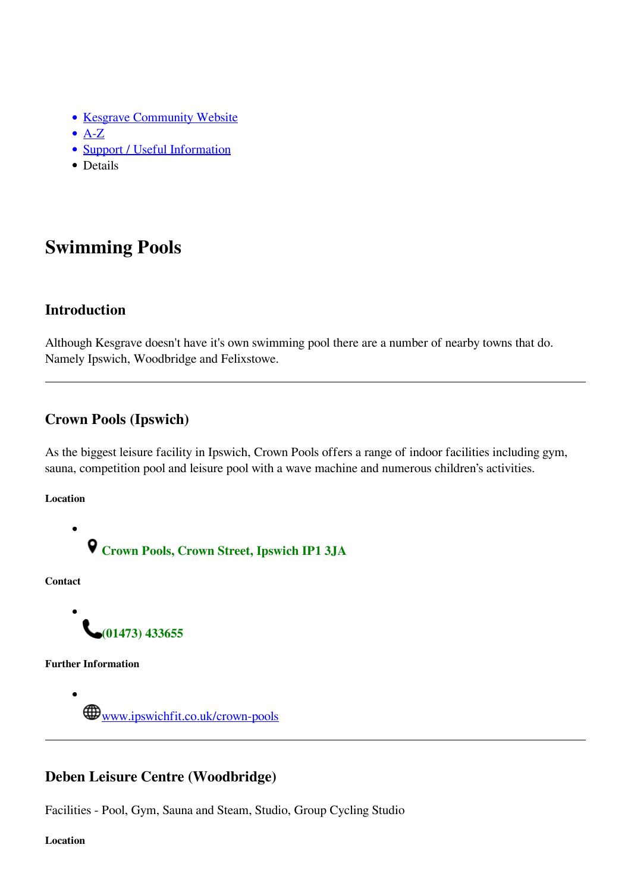- [Kesgrave Community Website]
- [A-Z]
- [Support / Useful Information]
- Details

# Swimming Pools

## Introduction

Although Kesgrave doesn't have it's own swimming pool there are a number of nearby towns that do. Namely Ipswich, Woodbridge and Felixstowe.

---

## Crown Pools (Ipswich)

As the biggest leisure facility in Ipswich, Crown Pools offers a range of indoor facilities including gym, sauna, competition pool and leisure pool with a wave machine and numerous children's activities.

##### Location

- **Crown Pools, Crown Street, Ipswich IP1 3JA**

##### Contact

- **(01473) 433655**

##### Further Information

- www.ipswichfit.co.uk/crown-pools

---

## Deben Leisure Centre (Woodbridge)

Facilities - Pool, Gym, Sauna and Steam, Studio, Group Cycling Studio

##### Location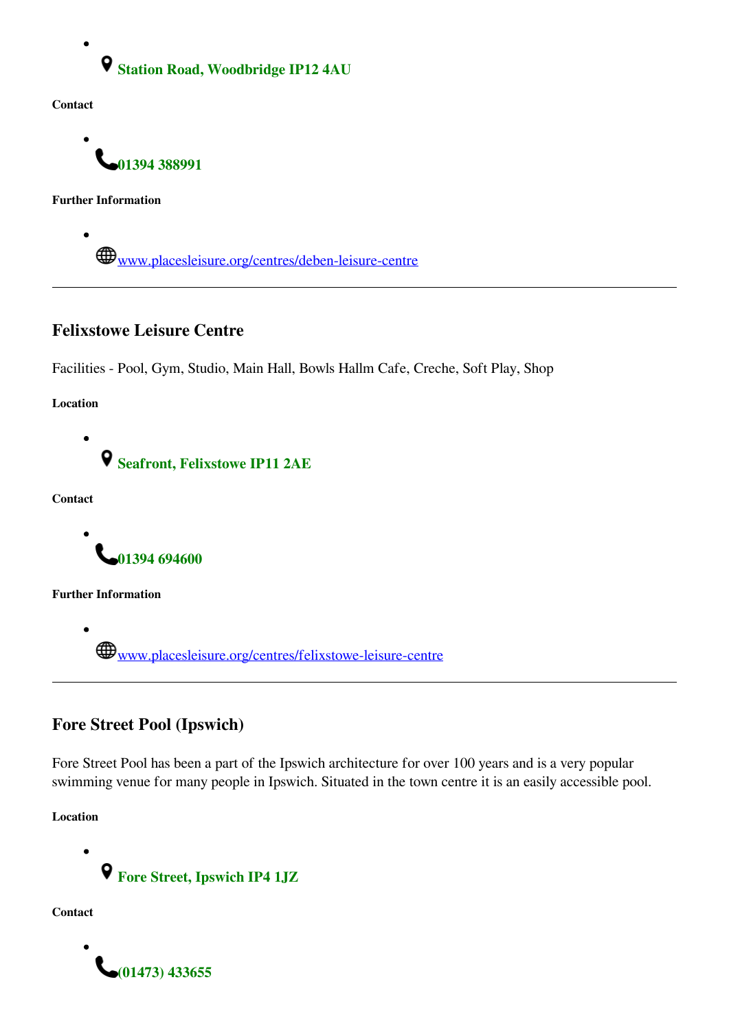- **Station Road, Woodbridge IP12 4AU**

##### Contact

- **01394 388991**

##### Further Information

- [www.placesleisure.org/centres/deben-leisure-centre](www.placesleisure.org/centres/deben-leisure-centre)

---

### Felixstowe Leisure Centre

Facilities - Pool, Gym, Studio, Main Hall, Bowls Hallm Cafe, Creche, Soft Play, Shop

##### Location

- **Seafront, Felixstowe IP11 2AE**

##### Contact

- **01394 694600**

##### Further Information

- [www.placesleisure.org/centres/felixstowe-leisure-centre](www.placesleisure.org/centres/felixstowe-leisure-centre)

---

### Fore Street Pool (Ipswich)

Fore Street Pool has been a part of the Ipswich architecture for over 100 years and is a very popular swimming venue for many people in Ipswich. Situated in the town centre it is an easily accessible pool.

##### Location

- **Fore Street, Ipswich IP4 1JZ**

##### Contact

- **(01473) 433655**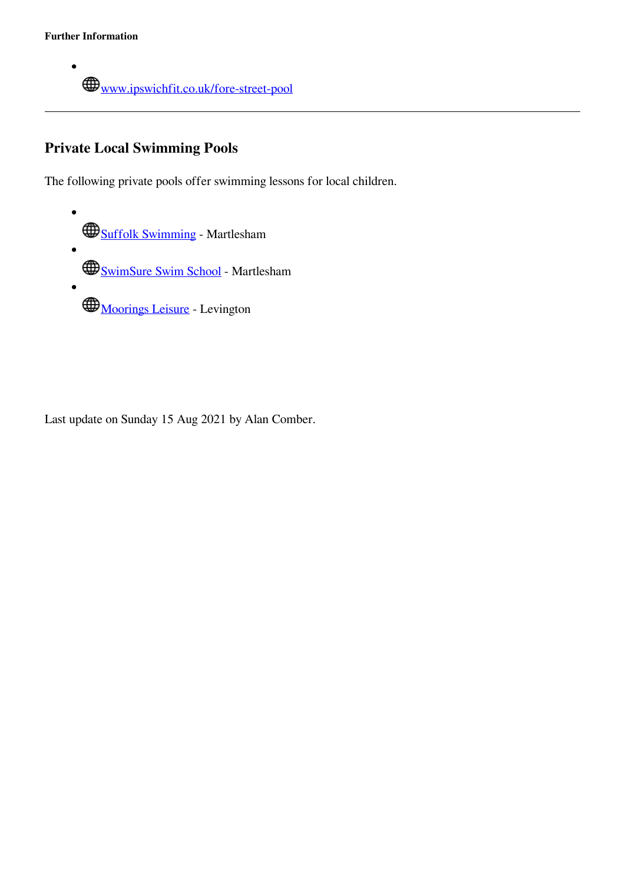**Further Information**

- www.ipswichfit.co.uk/fore-street-pool

---

## Private Local Swimming Pools

The following private pools offer swimming lessons for local children.

- Suffolk Swimming - Martlesham
- SwimSure Swim School - Martlesham
- Moorings Leisure - Levington

Last update on Sunday 15 Aug 2021 by Alan Comber.